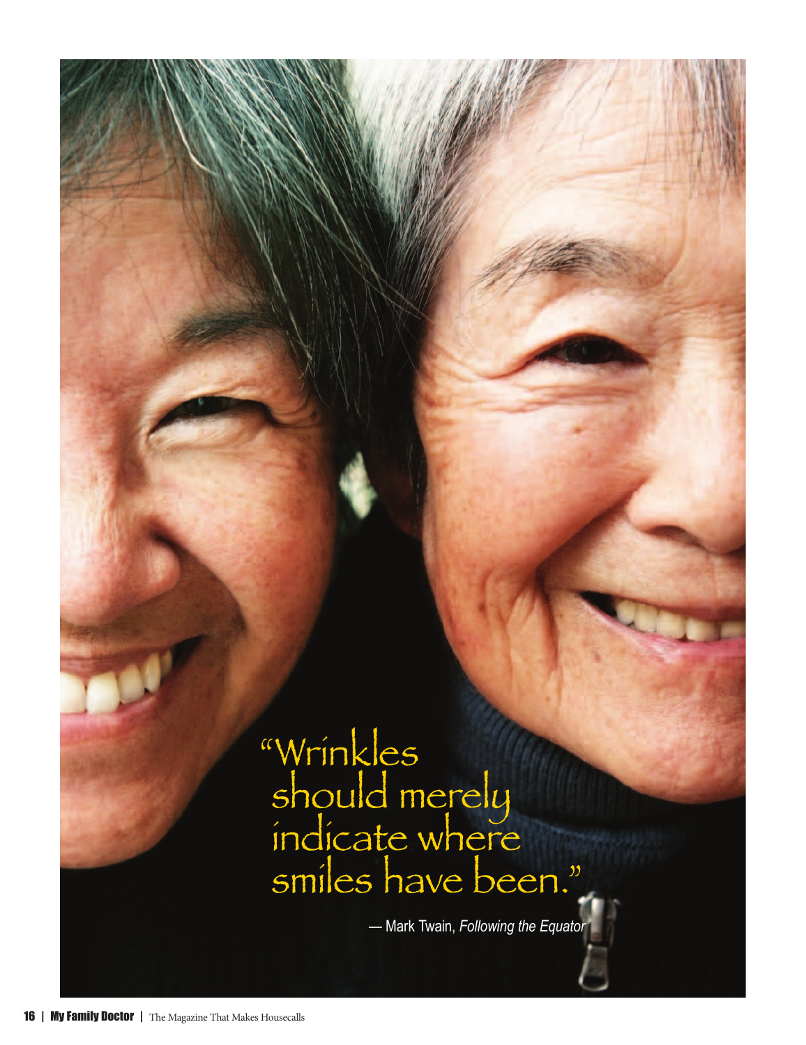"Wrinkles should merely indicate where smiles have been."

— Mark Twain, *Following the Equator*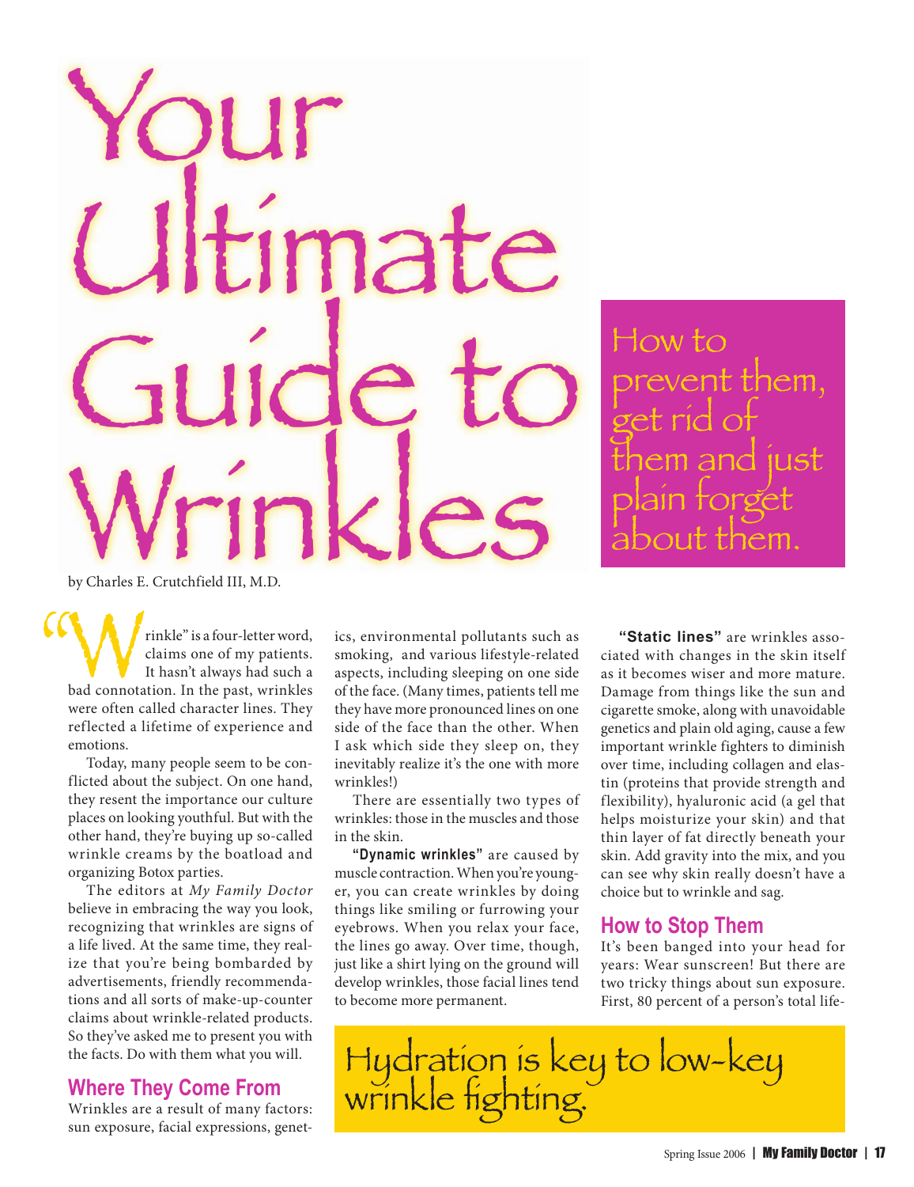# Your Ultimate Guide to Wrinkles

How to prevent them, get rid of them and just plain forget about them.

by Charles E. Crutchfield III, M.D.

"Wrinkle" is a four-letter word, claims one of my patients. It hasn't always had such a bad connotation. In the past, wrinkles were often called character lines. They reflected a lifetime of experience and emotions.

Today, many people seem to be conflicted about the subject. On one hand, they resent the importance our culture places on looking youthful. But with the other hand, they're buying up so-called wrinkle creams by the boatload and organizing Botox parties.

The editors at *My Family Doctor* believe in embracing the way you look, recognizing that wrinkles are signs of a life lived. At the same time, they realize that you're being bombarded by advertisements, friendly recommendations and all sorts of make-up-counter claims about wrinkle-related products. So they've asked me to present you with the facts. Do with them what you will.

## Where They Come From

Wrinkles are a result of many factors: sun exposure, facial expressions, genetics, environmental pollutants such as smoking, and various lifestyle-related aspects, including sleeping on one side of the face. (Many times, patients tell me they have more pronounced lines on one side of the face than the other. When I ask which side they sleep on, they inevitably realize it's the one with more wrinkles!)

There are essentially two types of wrinkles: those in the muscles and those in the skin.

**"Dynamic wrinkles"** are caused by muscle contraction. When you're younger, you can create wrinkles by doing things like smiling or furrowing your eyebrows. When you relax your face, the lines go away. Over time, though, just like a shirt lying on the ground will develop wrinkles, those facial lines tend to become more permanent.

**"Static lines"** are wrinkles associated with changes in the skin itself as it becomes wiser and more mature. Damage from things like the sun and cigarette smoke, along with unavoidable genetics and plain old aging, cause a few important wrinkle fighters to diminish over time, including collagen and elastin (proteins that provide strength and flexibility), hyaluronic acid (a gel that helps moisturize your skin) and that thin layer of fat directly beneath your skin. Add gravity into the mix, and you can see why skin really doesn't have a choice but to wrinkle and sag.

## How to Stop Them

It's been banged into your head for years: Wear sunscreen! But there are two tricky things about sun exposure. First, 80 percent of a person's total life-

Hydration is key to low-key wrinkle fighting.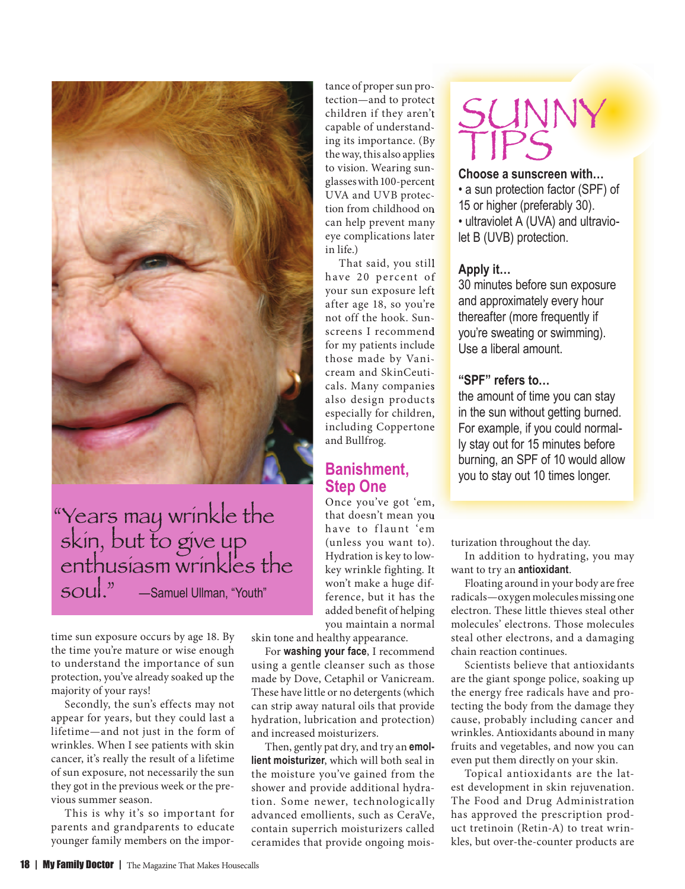"Years may wrinkle the skin, but to give up enthusiasm wrinkles the soul." —Samuel Ullman, "Youth"

time sun exposure occurs by age 18. By the time you're mature or wise enough to understand the importance of sun protection, you've already soaked up the majority of your rays!

Secondly, the sun's effects may not appear for years, but they could last a lifetime—and not just in the form of wrinkles. When I see patients with skin cancer, it's really the result of a lifetime of sun exposure, not necessarily the sun they got in the previous week or the previous summer season.

This is why it's so important for parents and grandparents to educate younger family members on the importance of proper sun protection—and to protect children if they aren't capable of understanding its importance. (By the way, this also applies to vision. Wearing sunglasses with 100-percent UVA and UVB protection from childhood on can help prevent many eye complications later in life.)

That said, you still have 20 percent of your sun exposure left after age 18, so you're not off the hook. Sunscreens I recommend for my patients include those made by Vanicream and SkinCeuticals. Many companies also design products especially for children, including Coppertone and Bullfrog.

## Banishment, Step One

Once you've got 'em, that doesn't mean you have to flaunt 'em (unless you want to). Hydration is key to low-key wrinkle fighting. It won't make a huge difference, but it has the added benefit of helping you maintain a normal skin tone and healthy appearance.

For **washing your face**, I recommend using a gentle cleanser such as those made by Dove, Cetaphil or Vanicream. These have little or no detergents (which can strip away natural oils that provide hydration, lubrication and protection) and increased moisturizers.

Then, gently pat dry, and try an **emollient moisturizer**, which will both seal in the moisture you've gained from the shower and provide additional hydration. Some newer, technologically advanced emollients, such as CeraVe, contain superrich moisturizers called ceramides that provide ongoing moisturization throughout the day.

In addition to hydrating, you may want to try an **antioxidant**.

Floating around in your body are free radicals—oxygen molecules missing one electron. These little thieves steal other molecules' electrons. Those molecules steal other electrons, and a damaging chain reaction continues.

Scientists believe that antioxidants are the giant sponge police, soaking up the energy free radicals have and protecting the body from the damage they cause, probably including cancer and wrinkles. Antioxidants abound in many fruits and vegetables, and now you can even put them directly on your skin.

Topical antioxidants are the latest development in skin rejuvenation. The Food and Drug Administration has approved the prescription product tretinoin (Retin-A) to treat wrinkles, but over-the-counter products are

## SUNNY TIPS

**Choose a sunscreen with…**

- a sun protection factor (SPF) of 15 or higher (preferably 30).
- ultraviolet A (UVA) and ultraviolet B (UVB) protection.

**Apply it…**

30 minutes before sun exposure and approximately every hour thereafter (more frequently if you're sweating or swimming). Use a liberal amount.

**"SPF" refers to…**

the amount of time you can stay in the sun without getting burned. For example, if you could normally stay out for 15 minutes before burning, an SPF of 10 would allow you to stay out 10 times longer.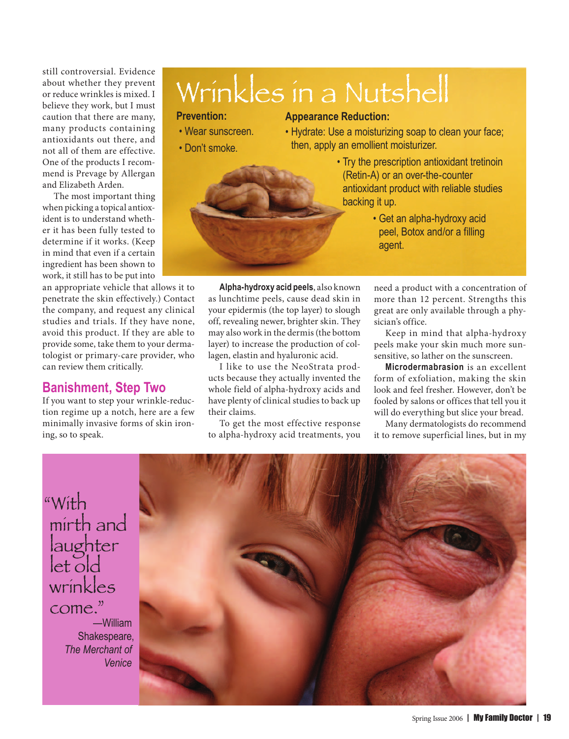still controversial. Evidence about whether they prevent or reduce wrinkles is mixed. I believe they work, but I must caution that there are many, many products containing antioxidants out there, and not all of them are effective. One of the products I recommend is Prevage by Allergan and Elizabeth Arden.

The most important thing when picking a topical antioxident is to understand whether it has been fully tested to determine if it works. (Keep in mind that even if a certain ingredient has been shown to work, it still has to be put into an appropriate vehicle that allows it to penetrate the skin effectively.) Contact the company, and request any clinical studies and trials. If they have none, avoid this product. If they are able to provide some, take them to your dermatologist or primary-care provider, who can review them critically.

## Wrinkles in a Nutshell

**Prevention:**

- Wear sunscreen.
- Don't smoke.

**Appearance Reduction:**

- Hydrate: Use a moisturizing soap to clean your face; then, apply an emollient moisturizer.
- Try the prescription antioxidant tretinoin (Retin-A) or an over-the-counter antioxidant product with reliable studies backing it up.
- Get an alpha-hydroxy acid peel, Botox and/or a filling agent.

## Banishment, Step Two

If you want to step your wrinkle-reduction regime up a notch, here are a few minimally invasive forms of skin ironing, so to speak.

**Alpha-hydroxy acid peels**, also known as lunchtime peels, cause dead skin in your epidermis (the top layer) to slough off, revealing newer, brighter skin. They may also work in the dermis (the bottom layer) to increase the production of collagen, elastin and hyaluronic acid.

I like to use the NeoStrata products because they actually invented the whole field of alpha-hydroxy acids and have plenty of clinical studies to back up their claims.

To get the most effective response to alpha-hydroxy acid treatments, you need a product with a concentration of more than 12 percent. Strengths this great are only available through a physician's office.

Keep in mind that alpha-hydroxy peels make your skin much more sun-sensitive, so lather on the sunscreen.

**Microdermabrasion** is an excellent form of exfoliation, making the skin look and feel fresher. However, don't be fooled by salons or offices that tell you it will do everything but slice your bread.

Many dermatologists do recommend it to remove superficial lines, but in my

"With mirth and laughter let old wrinkles come."
—William Shakespeare, *The Merchant of Venice*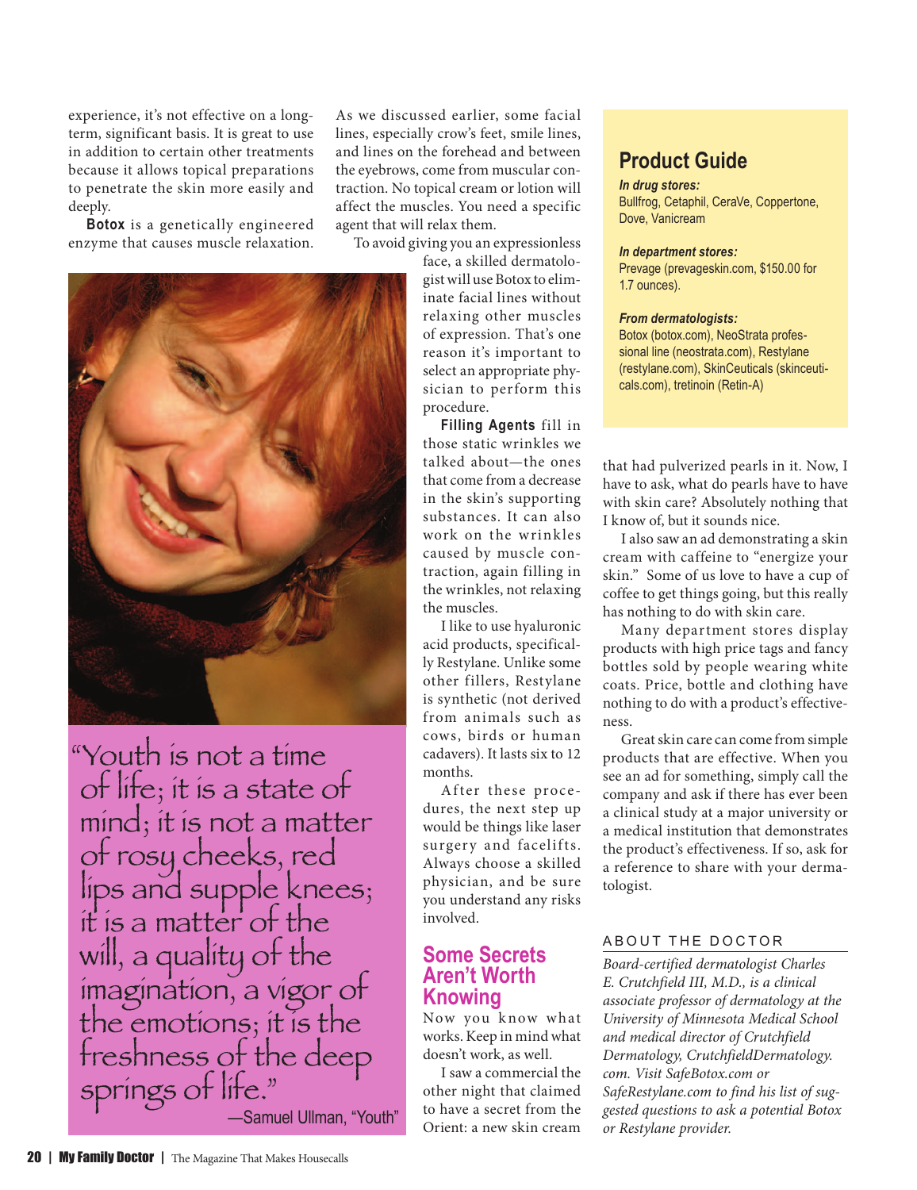experience, it's not effective on a long-term, significant basis. It is great to use in addition to certain other treatments because it allows topical preparations to penetrate the skin more easily and deeply.

**Botox** is a genetically engineered enzyme that causes muscle relaxation. As we discussed earlier, some facial lines, especially crow's feet, smile lines, and lines on the forehead and between the eyebrows, come from muscular contraction. No topical cream or lotion will affect the muscles. You need a specific agent that will relax them.

To avoid giving you an expressionless face, a skilled dermatologist will use Botox to eliminate facial lines without relaxing other muscles of expression. That's one reason it's important to select an appropriate physician to perform this procedure.

**Filling Agents** fill in those static wrinkles we talked about—the ones that come from a decrease in the skin's supporting substances. It can also work on the wrinkles caused by muscle contraction, again filling in the wrinkles, not relaxing the muscles.

I like to use hyaluronic acid products, specifically Restylane. Unlike some other fillers, Restylane is synthetic (not derived from animals such as cows, birds or human cadavers). It lasts six to 12 months.

After these procedures, the next step up would be things like laser surgery and facelifts. Always choose a skilled physician, and be sure you understand any risks involved.

"Youth is not a time of life; it is a state of mind; it is not a matter of rosy cheeks, red lips and supple knees; it is a matter of the will, a quality of the imagination, a vigor of the emotions; it is the freshness of the deep springs of life."

—Samuel Ullman, "Youth"

## Some Secrets Aren't Worth Knowing

Now you know what works. Keep in mind what doesn't work, as well.

I saw a commercial the other night that claimed to have a secret from the Orient: a new skin cream that had pulverized pearls in it. Now, I have to ask, what do pearls have to have with skin care? Absolutely nothing that I know of, but it sounds nice.

I also saw an ad demonstrating a skin cream with caffeine to "energize your skin." Some of us love to have a cup of coffee to get things going, but this really has nothing to do with skin care.

Many department stores display products with high price tags and fancy bottles sold by people wearing white coats. Price, bottle and clothing have nothing to do with a product's effectiveness.

Great skin care can come from simple products that are effective. When you see an ad for something, simply call the company and ask if there has ever been a clinical study at a major university or a medical institution that demonstrates the product's effectiveness. If so, ask for a reference to share with your dermatologist.

## Product Guide

***In drug stores:***
Bullfrog, Cetaphil, CeraVe, Coppertone, Dove, Vanicream

***In department stores:***
Prevage (prevageskin.com, $150.00 for 1.7 ounces).

***From dermatologists:***
Botox (botox.com), NeoStrata professional line (neostrata.com), Restylane (restylane.com), SkinCeuticals (skinceuticals.com), tretinoin (Retin-A)

### ABOUT THE DOCTOR

*Board-certified dermatologist Charles E. Crutchfield III, M.D., is a clinical associate professor of dermatology at the University of Minnesota Medical School and medical director of Crutchfield Dermatology, CrutchfieldDermatology.com. Visit SafeBotox.com or SafeRestylane.com to find his list of suggested questions to ask a potential Botox or Restylane provider.*